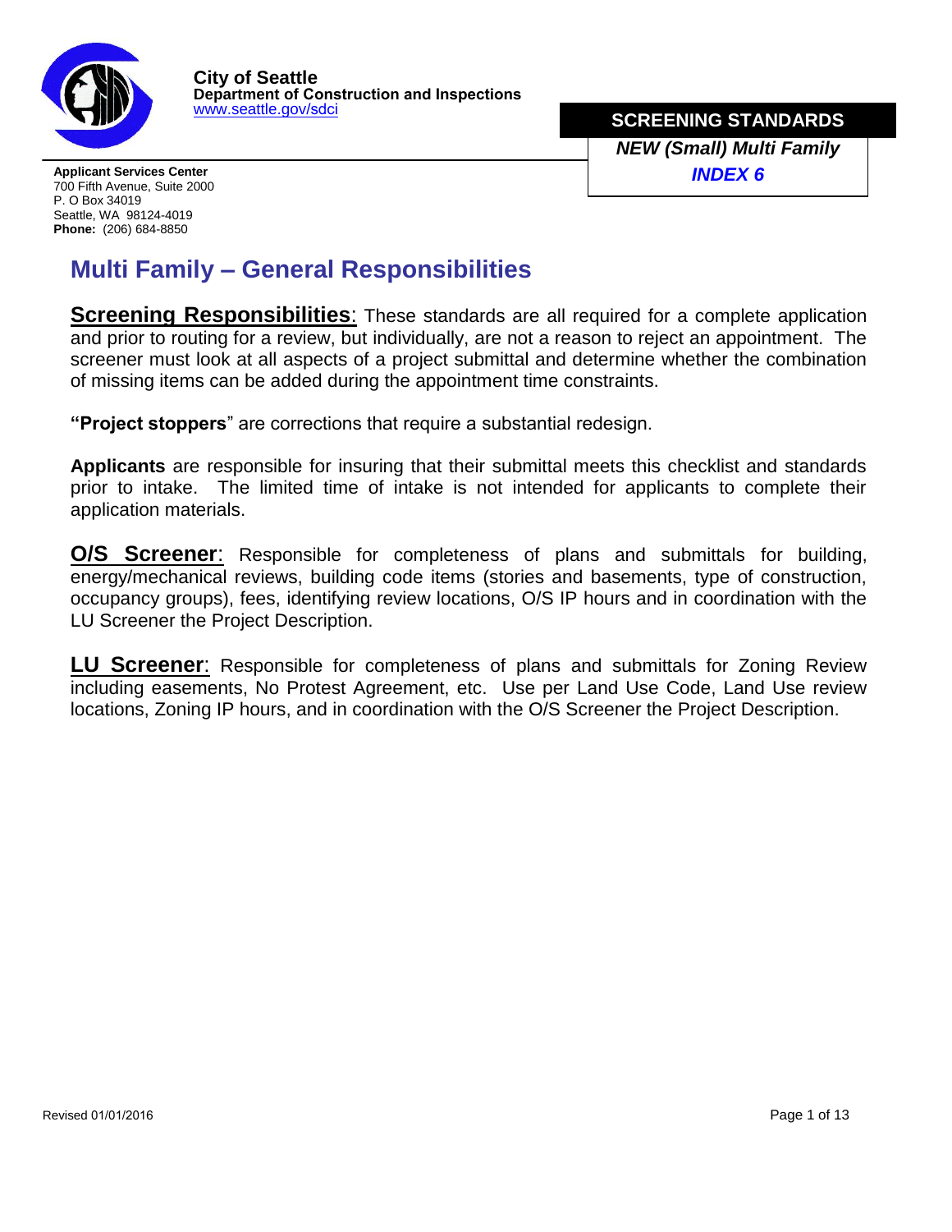**City of Seattle**
**Department of Construction and Inspections**
www.seattle.gov/sdci

**Applicant Services Center**
700 Fifth Avenue, Suite 2000
P. O Box 34019
Seattle, WA 98124-4019
**Phone:** (206) 684-8850

**SCREENING STANDARDS**
***NEW (Small) Multi Family***
***INDEX 6***

# Multi Family – General Responsibilities

**Screening Responsibilities**: These standards are all required for a complete application and prior to routing for a review, but individually, are not a reason to reject an appointment. The screener must look at all aspects of a project submittal and determine whether the combination of missing items can be added during the appointment time constraints.

**"Project stoppers**" are corrections that require a substantial redesign.

**Applicants** are responsible for insuring that their submittal meets this checklist and standards prior to intake. The limited time of intake is not intended for applicants to complete their application materials.

**O/S Screener**: Responsible for completeness of plans and submittals for building, energy/mechanical reviews, building code items (stories and basements, type of construction, occupancy groups), fees, identifying review locations, O/S IP hours and in coordination with the LU Screener the Project Description.

**LU Screener**: Responsible for completeness of plans and submittals for Zoning Review including easements, No Protest Agreement, etc. Use per Land Use Code, Land Use review locations, Zoning IP hours, and in coordination with the O/S Screener the Project Description.

Revised 01/01/2016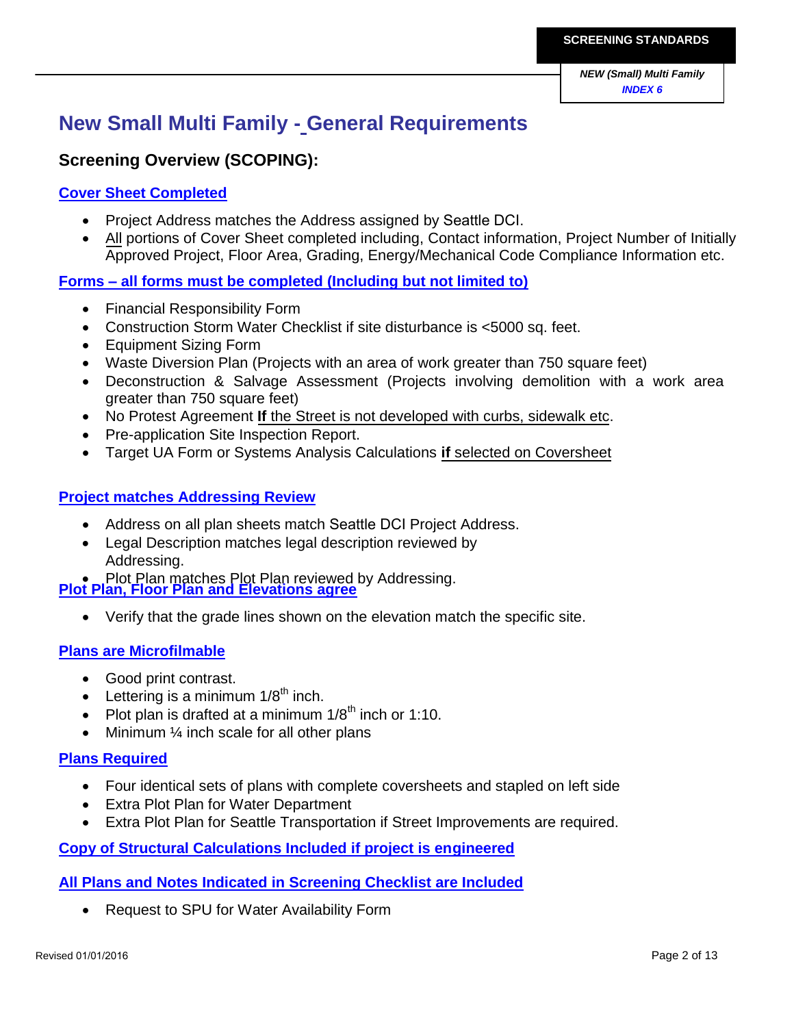# New Small Multi Family - General Requirements

## Screening Overview (SCOPING):

### Cover Sheet Completed

- Project Address matches the Address assigned by Seattle DCI.
- All portions of Cover Sheet completed including, Contact information, Project Number of Initially Approved Project, Floor Area, Grading, Energy/Mechanical Code Compliance Information etc.

### Forms – all forms must be completed (Including but not limited to)

- Financial Responsibility Form
- Construction Storm Water Checklist if site disturbance is <5000 sq. feet.
- Equipment Sizing Form
- Waste Diversion Plan (Projects with an area of work greater than 750 square feet)
- Deconstruction & Salvage Assessment (Projects involving demolition with a work area greater than 750 square feet)
- No Protest Agreement **If** the Street is not developed with curbs, sidewalk etc.
- Pre-application Site Inspection Report.
- Target UA Form or Systems Analysis Calculations **if** selected on Coversheet

### Project matches Addressing Review

- Address on all plan sheets match Seattle DCI Project Address.
- Legal Description matches legal description reviewed by Addressing.
- Plot Plan matches Plot Plan reviewed by Addressing.

### Plot Plan, Floor Plan and Elevations agree

- Verify that the grade lines shown on the elevation match the specific site.

### Plans are Microfilmable

- Good print contrast.
- Lettering is a minimum 1/8th inch.
- Plot plan is drafted at a minimum 1/8th inch or 1:10.
- Minimum ¼ inch scale for all other plans

### Plans Required

- Four identical sets of plans with complete coversheets and stapled on left side
- Extra Plot Plan for Water Department
- Extra Plot Plan for Seattle Transportation if Street Improvements are required.

### Copy of Structural Calculations Included if project is engineered

### All Plans and Notes Indicated in Screening Checklist are Included

- Request to SPU for Water Availability Form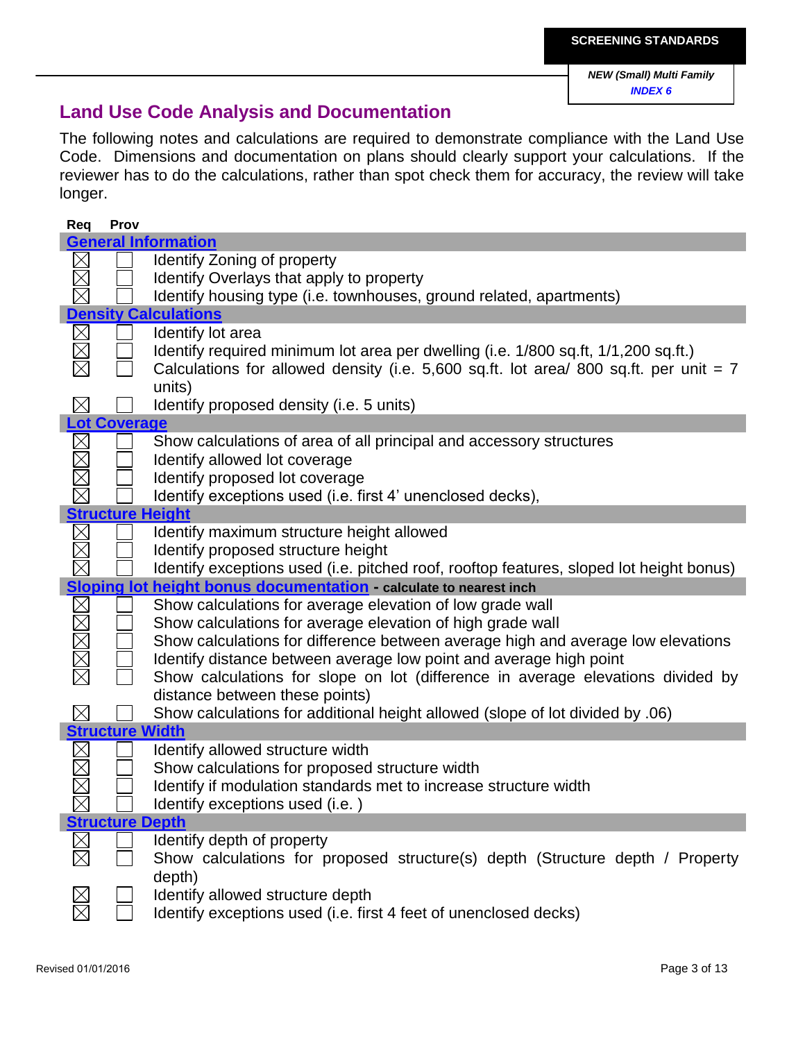## Land Use Code Analysis and Documentation

The following notes and calculations are required to demonstrate compliance with the Land Use Code. Dimensions and documentation on plans should clearly support your calculations. If the reviewer has to do the calculations, rather than spot check them for accuracy, the review will take longer.

| Req | Prov | |
|---|---|---|
| **General Information** | | |
| ☒ | ☐ | Identify Zoning of property |
| ☒ | ☐ | Identify Overlays that apply to property |
| ☒ | ☐ | Identify housing type (i.e. townhouses, ground related, apartments) |
| **Density Calculations** | | |
| ☒ | ☐ | Identify lot area |
| ☒ | ☐ | Identify required minimum lot area per dwelling (i.e. 1/800 sq.ft, 1/1,200 sq.ft.) |
| ☒ | ☐ | Calculations for allowed density (i.e. 5,600 sq.ft. lot area/ 800 sq.ft. per unit = 7 units) |
| ☒ | ☐ | Identify proposed density (i.e. 5 units) |
| **Lot Coverage** | | |
| ☒ | ☐ | Show calculations of area of all principal and accessory structures |
| ☒ | ☐ | Identify allowed lot coverage |
| ☒ | ☐ | Identify proposed lot coverage |
| ☒ | ☐ | Identify exceptions used (i.e. first 4' unenclosed decks), |
| **Structure Height** | | |
| ☒ | ☐ | Identify maximum structure height allowed |
| ☒ | ☐ | Identify proposed structure height |
| ☒ | ☐ | Identify exceptions used (i.e. pitched roof, rooftop features, sloped lot height bonus) |
| **Sloping lot height bonus documentation** - **calculate to nearest inch** | | |
| ☒ | ☐ | Show calculations for average elevation of low grade wall |
| ☒ | ☐ | Show calculations for average elevation of high grade wall |
| ☒ | ☐ | Show calculations for difference between average high and average low elevations |
| ☒ | ☐ | Identify distance between average low point and average high point |
| ☒ | ☐ | Show calculations for slope on lot (difference in average elevations divided by distance between these points) |
| ☒ | ☐ | Show calculations for additional height allowed (slope of lot divided by .06) |
| **Structure Width** | | |
| ☒ | ☐ | Identify allowed structure width |
| ☒ | ☐ | Show calculations for proposed structure width |
| ☒ | ☐ | Identify if modulation standards met to increase structure width |
| ☒ | ☐ | Identify exceptions used (i.e. ) |
| **Structure Depth** | | |
| ☒ | ☐ | Identify depth of property |
| ☒ | ☐ | Show calculations for proposed structure(s) depth (Structure depth / Property depth) |
| ☒ | ☐ | Identify allowed structure depth |
| ☒ | ☐ | Identify exceptions used (i.e. first 4 feet of unenclosed decks) |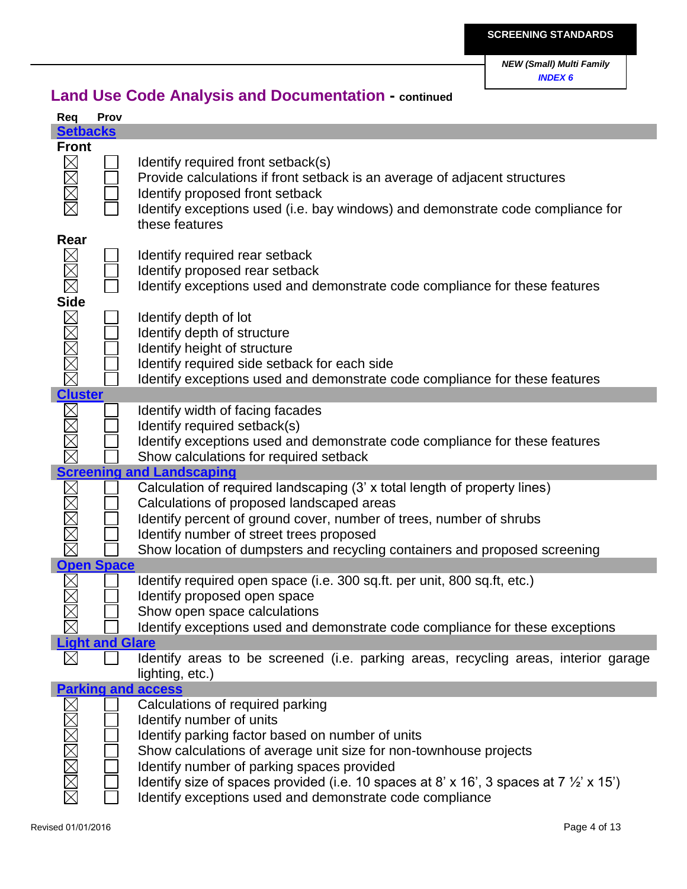## Land Use Code Analysis and Documentation - continued

| Req | Prov | |
|---|---|---|
| **Setbacks** | | |
| **Front** | | |
| ☒ | ☐ | Identify required front setback(s) |
| ☒ | ☐ | Provide calculations if front setback is an average of adjacent structures |
| ☒ | ☐ | Identify proposed front setback |
| ☒ | ☐ | Identify exceptions used (i.e. bay windows) and demonstrate code compliance for these features |
| **Rear** | | |
| ☒ | ☐ | Identify required rear setback |
| ☒ | ☐ | Identify proposed rear setback |
| ☒ | ☐ | Identify exceptions used and demonstrate code compliance for these features |
| **Side** | | |
| ☒ | ☐ | Identify depth of lot |
| ☒ | ☐ | Identify depth of structure |
| ☒ | ☐ | Identify height of structure |
| ☒ | ☐ | Identify required side setback for each side |
| ☒ | ☐ | Identify exceptions used and demonstrate code compliance for these features |
| **Cluster** | | |
| ☒ | ☐ | Identify width of facing facades |
| ☒ | ☐ | Identify required setback(s) |
| ☒ | ☐ | Identify exceptions used and demonstrate code compliance for these features |
| ☒ | ☐ | Show calculations for required setback |
| **Screening and Landscaping** | | |
| ☒ | ☐ | Calculation of required landscaping (3' x total length of property lines) |
| ☒ | ☐ | Calculations of proposed landscaped areas |
| ☒ | ☐ | Identify percent of ground cover, number of trees, number of shrubs |
| ☒ | ☐ | Identify number of street trees proposed |
| ☒ | ☐ | Show location of dumpsters and recycling containers and proposed screening |
| **Open Space** | | |
| ☒ | ☐ | Identify required open space (i.e. 300 sq.ft. per unit, 800 sq.ft, etc.) |
| ☒ | ☐ | Identify proposed open space |
| ☒ | ☐ | Show open space calculations |
| ☒ | ☐ | Identify exceptions used and demonstrate code compliance for these exceptions |
| **Light and Glare** | | |
| ☒ | ☐ | Identify areas to be screened (i.e. parking areas, recycling areas, interior garage lighting, etc.) |
| **Parking and access** | | |
| ☒ | ☐ | Calculations of required parking |
| ☒ | ☐ | Identify number of units |
| ☒ | ☐ | Identify parking factor based on number of units |
| ☒ | ☐ | Show calculations of average unit size for non-townhouse projects |
| ☒ | ☐ | Identify number of parking spaces provided |
| ☒ | ☐ | Identify size of spaces provided (i.e. 10 spaces at 8' x 16', 3 spaces at 7 ½' x 15') |
| ☒ | ☐ | Identify exceptions used and demonstrate code compliance |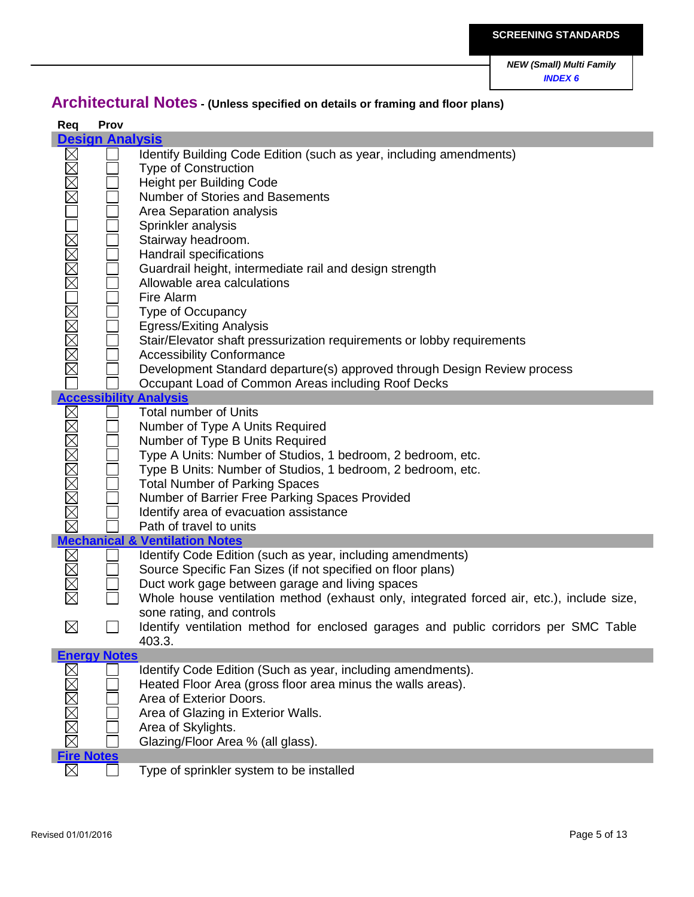## Architectural Notes - (Unless specified on details or framing and floor plans)

| Req | Prov | |
|---|---|---|
| **Design Analysis** | | |
| ☒ | ☐ | Identify Building Code Edition (such as year, including amendments) |
| ☒ | ☐ | Type of Construction |
| ☒ | ☐ | Height per Building Code |
| ☒ | ☐ | Number of Stories and Basements |
| ☐ | ☐ | Area Separation analysis |
| ☐ | ☐ | Sprinkler analysis |
| ☒ | ☐ | Stairway headroom. |
| ☒ | ☐ | Handrail specifications |
| ☒ | ☐ | Guardrail height, intermediate rail and design strength |
| ☒ | ☐ | Allowable area calculations |
| ☐ | ☐ | Fire Alarm |
| ☒ | ☐ | Type of Occupancy |
| ☒ | ☐ | Egress/Exiting Analysis |
| ☒ | ☐ | Stair/Elevator shaft pressurization requirements or lobby requirements |
| ☒ | ☐ | Accessibility Conformance |
| ☒ | ☐ | Development Standard departure(s) approved through Design Review process |
| ☐ | ☐ | Occupant Load of Common Areas including Roof Decks |
| **Accessibility Analysis** | | |
| ☒ | ☐ | Total number of Units |
| ☒ | ☐ | Number of Type A Units Required |
| ☒ | ☐ | Number of Type B Units Required |
| ☒ | ☐ | Type A Units: Number of Studios, 1 bedroom, 2 bedroom, etc. |
| ☒ | ☐ | Type B Units: Number of Studios, 1 bedroom, 2 bedroom, etc. |
| ☒ | ☐ | Total Number of Parking Spaces |
| ☒ | ☐ | Number of Barrier Free Parking Spaces Provided |
| ☒ | ☐ | Identify area of evacuation assistance |
| ☒ | ☐ | Path of travel to units |
| **Mechanical & Ventilation Notes** | | |
| ☒ | ☐ | Identify Code Edition (such as year, including amendments) |
| ☒ | ☐ | Source Specific Fan Sizes (if not specified on floor plans) |
| ☒ | ☐ | Duct work gage between garage and living spaces |
| ☒ | ☐ | Whole house ventilation method (exhaust only, integrated forced air, etc.), include size, sone rating, and controls |
| ☒ | ☐ | Identify ventilation method for enclosed garages and public corridors per SMC Table 403.3. |
| **Energy Notes** | | |
| ☒ | ☐ | Identify Code Edition (Such as year, including amendments). |
| ☒ | ☐ | Heated Floor Area (gross floor area minus the walls areas). |
| ☒ | ☐ | Area of Exterior Doors. |
| ☒ | ☐ | Area of Glazing in Exterior Walls. |
| ☒ | ☐ | Area of Skylights. |
| ☒ | ☐ | Glazing/Floor Area % (all glass). |
| **Fire Notes** | | |
| ☒ | ☐ | Type of sprinkler system to be installed |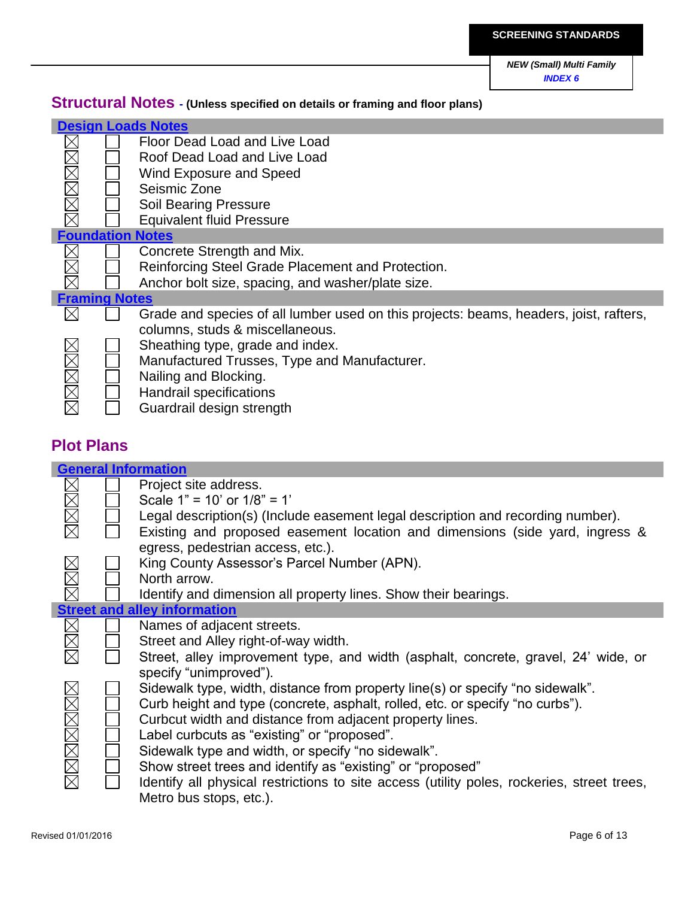## Structural Notes - (Unless specified on details or framing and floor plans)

### Design Loads Notes

| | | |
|---|---|---|
| ☒ | ☐ | Floor Dead Load and Live Load |
| ☒ | ☐ | Roof Dead Load and Live Load |
| ☒ | ☐ | Wind Exposure and Speed |
| ☒ | ☐ | Seismic Zone |
| ☒ | ☐ | Soil Bearing Pressure |
| ☒ | ☐ | Equivalent fluid Pressure |

### Foundation Notes

| | | |
|---|---|---|
| ☒ | ☐ | Concrete Strength and Mix. |
| ☒ | ☐ | Reinforcing Steel Grade Placement and Protection. |
| ☒ | ☐ | Anchor bolt size, spacing, and washer/plate size. |

### Framing Notes

| | | |
|---|---|---|
| ☒ | ☐ | Grade and species of all lumber used on this projects: beams, headers, joist, rafters, columns, studs & miscellaneous. |
| ☒ | ☐ | Sheathing type, grade and index. |
| ☒ | ☐ | Manufactured Trusses, Type and Manufacturer. |
| ☒ | ☐ | Nailing and Blocking. |
| ☒ | ☐ | Handrail specifications |
| ☒ | ☐ | Guardrail design strength |

## Plot Plans

### General Information

| | | |
|---|---|---|
| ☒ | ☐ | Project site address. |
| ☒ | ☐ | Scale 1" = 10' or 1/8" = 1' |
| ☒ | ☐ | Legal description(s) (Include easement legal description and recording number). |
| ☒ | ☐ | Existing and proposed easement location and dimensions (side yard, ingress & egress, pedestrian access, etc.). |
| ☒ | ☐ | King County Assessor's Parcel Number (APN). |
| ☒ | ☐ | North arrow. |
| ☒ | ☐ | Identify and dimension all property lines. Show their bearings. |

### Street and alley information

| | | |
|---|---|---|
| ☒ | ☐ | Names of adjacent streets. |
| ☒ | ☐ | Street and Alley right-of-way width. |
| ☒ | ☐ | Street, alley improvement type, and width (asphalt, concrete, gravel, 24' wide, or specify "unimproved"). |
| ☒ | ☐ | Sidewalk type, width, distance from property line(s) or specify "no sidewalk". |
| ☒ | ☐ | Curb height and type (concrete, asphalt, rolled, etc. or specify "no curbs"). |
| ☒ | ☐ | Curbcut width and distance from adjacent property lines. |
| ☒ | ☐ | Label curbcuts as "existing" or "proposed". |
| ☒ | ☐ | Sidewalk type and width, or specify "no sidewalk". |
| ☒ | ☐ | Show street trees and identify as "existing" or "proposed" |
| ☒ | ☐ | Identify all physical restrictions to site access (utility poles, rockeries, street trees, Metro bus stops, etc.). |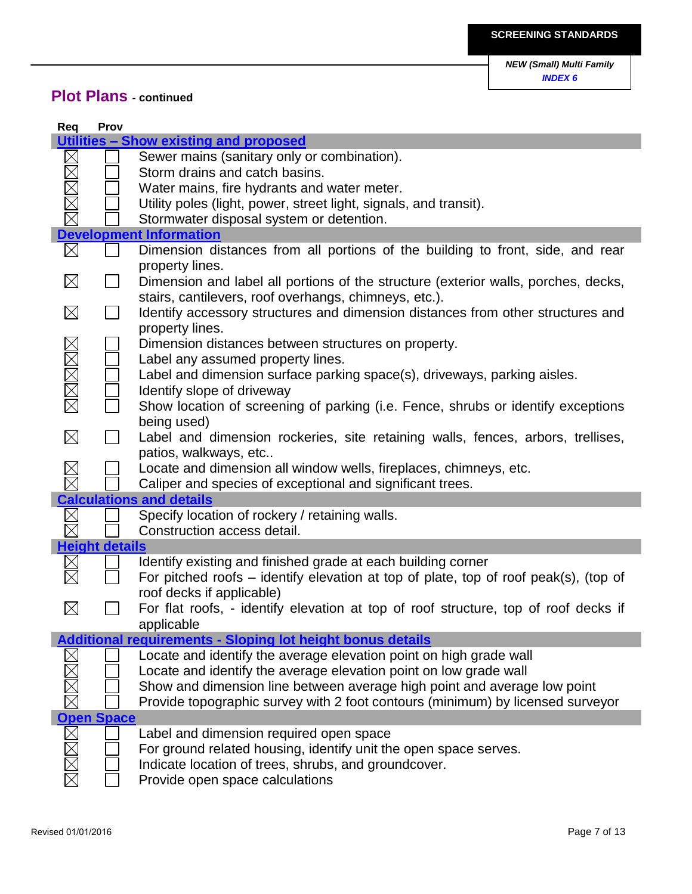## Plot Plans - continued

| Req | Prov | |
|---|---|---|
| **Utilities – Show existing and proposed** | | |
| ☒ | ☐ | Sewer mains (sanitary only or combination). |
| ☒ | ☐ | Storm drains and catch basins. |
| ☒ | ☐ | Water mains, fire hydrants and water meter. |
| ☒ | ☐ | Utility poles (light, power, street light, signals, and transit). |
| ☒ | ☐ | Stormwater disposal system or detention. |
| **Development Information** | | |
| ☒ | ☐ | Dimension distances from all portions of the building to front, side, and rear property lines. |
| ☒ | ☐ | Dimension and label all portions of the structure (exterior walls, porches, decks, stairs, cantilevers, roof overhangs, chimneys, etc.). |
| ☒ | ☐ | Identify accessory structures and dimension distances from other structures and property lines. |
| ☒ | ☐ | Dimension distances between structures on property. |
| ☒ | ☐ | Label any assumed property lines. |
| ☒ | ☐ | Label and dimension surface parking space(s), driveways, parking aisles. |
| ☒ | ☐ | Identify slope of driveway |
| ☒ | ☐ | Show location of screening of parking (i.e. Fence, shrubs or identify exceptions being used) |
| ☒ | ☐ | Label and dimension rockeries, site retaining walls, fences, arbors, trellises, patios, walkways, etc.. |
| ☒ | ☐ | Locate and dimension all window wells, fireplaces, chimneys, etc. |
| ☒ | ☐ | Caliper and species of exceptional and significant trees. |
| **Calculations and details** | | |
| ☒ | ☐ | Specify location of rockery / retaining walls. |
| ☒ | ☐ | Construction access detail. |
| **Height details** | | |
| ☒ | ☐ | Identify existing and finished grade at each building corner |
| ☒ | ☐ | For pitched roofs – identify elevation at top of plate, top of roof peak(s), (top of roof decks if applicable) |
| ☒ | ☐ | For flat roofs, - identify elevation at top of roof structure, top of roof decks if applicable |
| **Additional requirements - Sloping lot height bonus details** | | |
| ☒ | ☐ | Locate and identify the average elevation point on high grade wall |
| ☒ | ☐ | Locate and identify the average elevation point on low grade wall |
| ☒ | ☐ | Show and dimension line between average high point and average low point |
| ☒ | ☐ | Provide topographic survey with 2 foot contours (minimum) by licensed surveyor |
| **Open Space** | | |
| ☒ | ☐ | Label and dimension required open space |
| ☒ | ☐ | For ground related housing, identify unit the open space serves. |
| ☒ | ☐ | Indicate location of trees, shrubs, and groundcover. |
| ☒ | ☐ | Provide open space calculations |

Revised 01/01/2016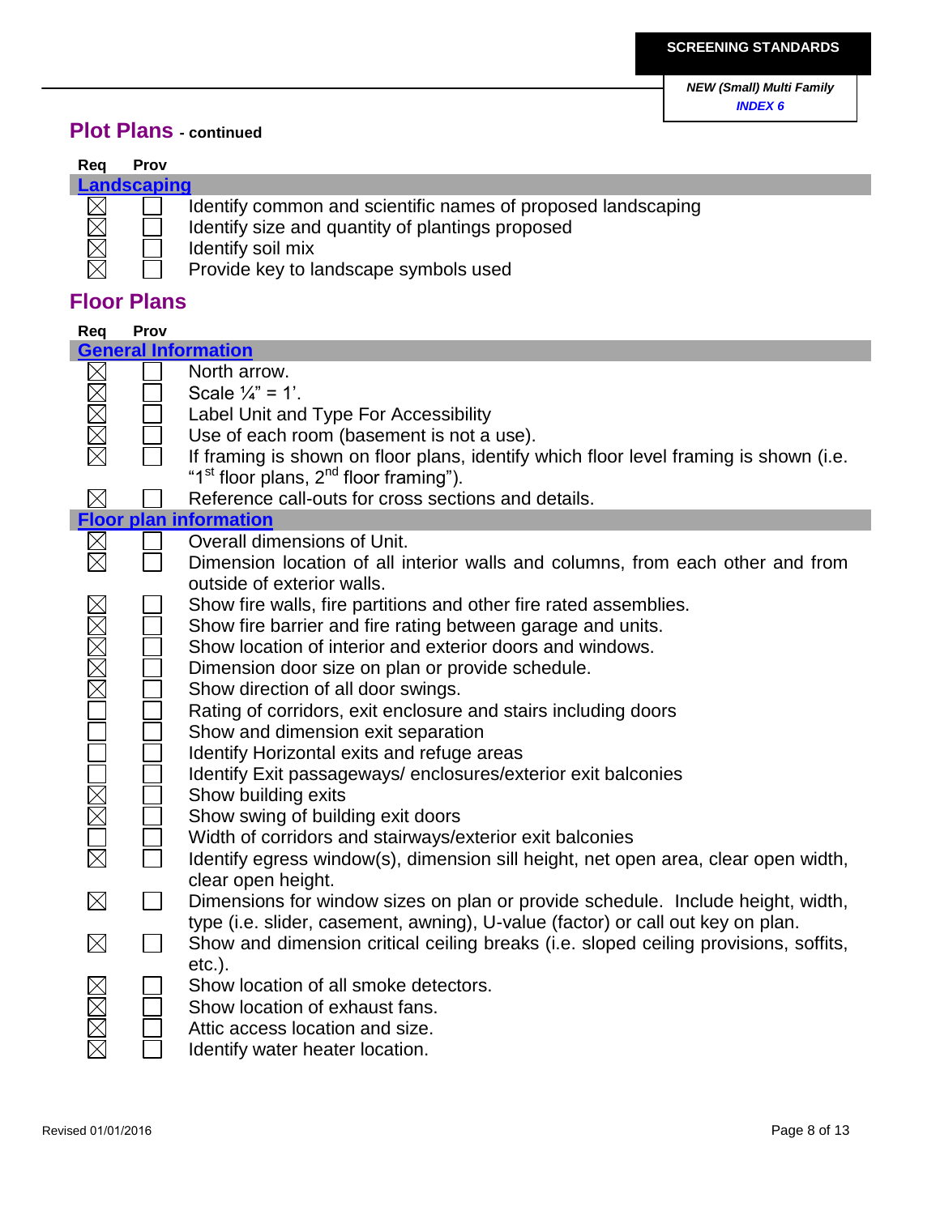## Plot Plans - continued

| Req | Prov | |
|---|---|---|
| **Landscaping** | | |
| ☒ | ☐ | Identify common and scientific names of proposed landscaping |
| ☒ | ☐ | Identify size and quantity of plantings proposed |
| ☒ | ☐ | Identify soil mix |
| ☒ | ☐ | Provide key to landscape symbols used |

## Floor Plans

| Req | Prov | |
|---|---|---|
| **General Information** | | |
| ☒ | ☐ | North arrow. |
| ☒ | ☐ | Scale ¼" = 1'. |
| ☒ | ☐ | Label Unit and Type For Accessibility |
| ☒ | ☐ | Use of each room (basement is not a use). |
| ☒ | ☐ | If framing is shown on floor plans, identify which floor level framing is shown (i.e. "1st floor plans, 2nd floor framing"). |
| ☒ | ☐ | Reference call-outs for cross sections and details. |
| **Floor plan information** | | |
| ☒ | ☐ | Overall dimensions of Unit. |
| ☒ | ☐ | Dimension location of all interior walls and columns, from each other and from outside of exterior walls. |
| ☒ | ☐ | Show fire walls, fire partitions and other fire rated assemblies. |
| ☒ | ☐ | Show fire barrier and fire rating between garage and units. |
| ☒ | ☐ | Show location of interior and exterior doors and windows. |
| ☒ | ☐ | Dimension door size on plan or provide schedule. |
| ☒ | ☐ | Show direction of all door swings. |
| ☐ | ☐ | Rating of corridors, exit enclosure and stairs including doors |
| ☐ | ☐ | Show and dimension exit separation |
| ☐ | ☐ | Identify Horizontal exits and refuge areas |
| ☐ | ☐ | Identify Exit passageways/ enclosures/exterior exit balconies |
| ☒ | ☐ | Show building exits |
| ☒ | ☐ | Show swing of building exit doors |
| ☐ | ☐ | Width of corridors and stairways/exterior exit balconies |
| ☒ | ☐ | Identify egress window(s), dimension sill height, net open area, clear open width, clear open height. |
| ☒ | ☐ | Dimensions for window sizes on plan or provide schedule. Include height, width, type (i.e. slider, casement, awning), U-value (factor) or call out key on plan. |
| ☒ | ☐ | Show and dimension critical ceiling breaks (i.e. sloped ceiling provisions, soffits, etc.). |
| ☒ | ☐ | Show location of all smoke detectors. |
| ☒ | ☐ | Show location of exhaust fans. |
| ☒ | ☐ | Attic access location and size. |
| ☒ | ☐ | Identify water heater location. |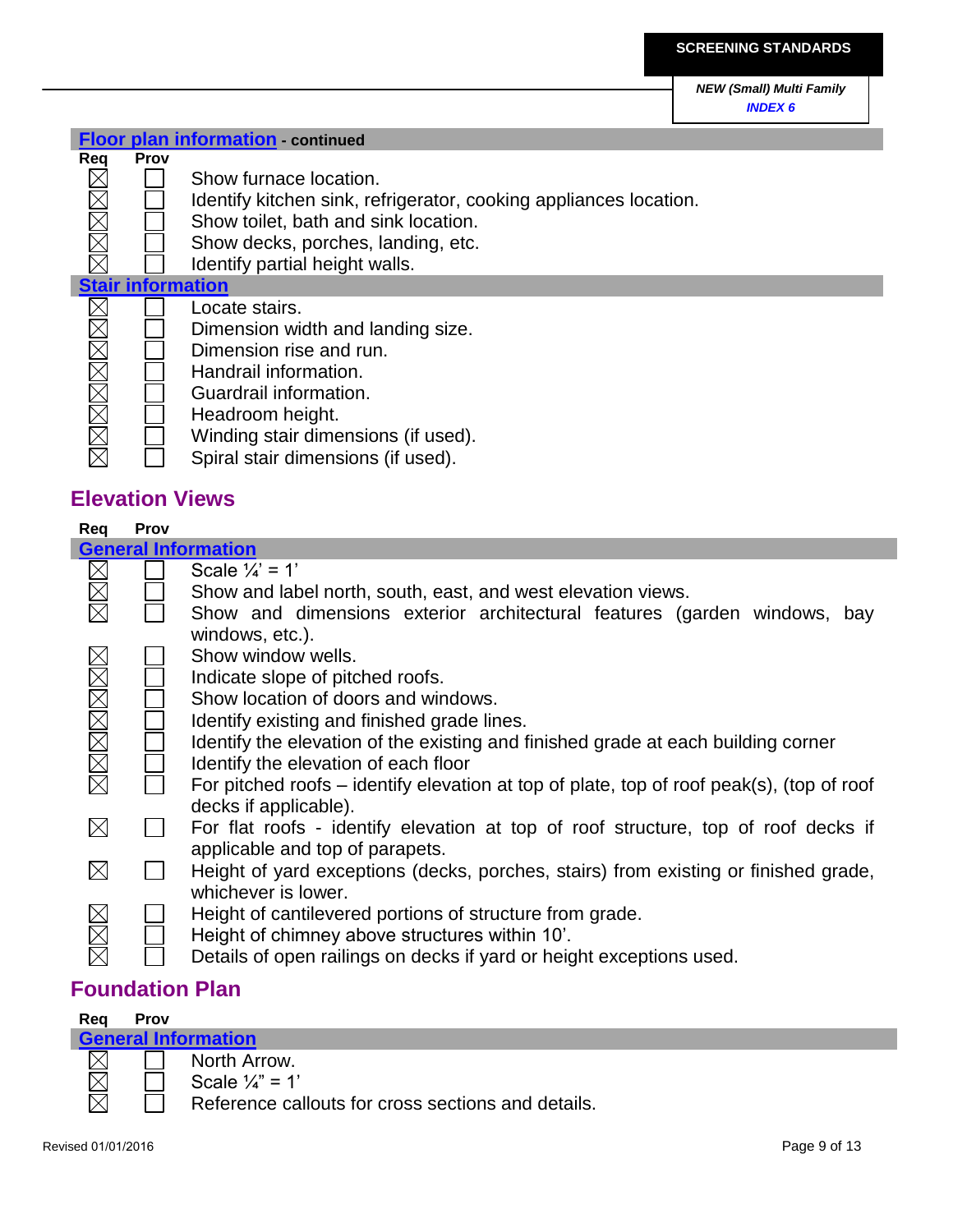### Floor plan information - continued

| Req | Prov | |
|---|---|---|
| ☒ | ☐ | Show furnace location. |
| ☒ | ☐ | Identify kitchen sink, refrigerator, cooking appliances location. |
| ☒ | ☐ | Show toilet, bath and sink location. |
| ☒ | ☐ | Show decks, porches, landing, etc. |
| ☒ | ☐ | Identify partial height walls. |

### Stair information

| Req | Prov | |
|---|---|---|
| ☒ | ☐ | Locate stairs. |
| ☒ | ☐ | Dimension width and landing size. |
| ☒ | ☐ | Dimension rise and run. |
| ☒ | ☐ | Handrail information. |
| ☒ | ☐ | Guardrail information. |
| ☒ | ☐ | Headroom height. |
| ☒ | ☐ | Winding stair dimensions (if used). |
| ☒ | ☐ | Spiral stair dimensions (if used). |

## Elevation Views

### General Information

| Req | Prov | |
|---|---|---|
| ☒ | ☐ | Scale ¼' = 1' |
| ☒ | ☐ | Show and label north, south, east, and west elevation views. |
| ☒ | ☐ | Show and dimensions exterior architectural features (garden windows, bay windows, etc.). |
| ☒ | ☐ | Show window wells. |
| ☒ | ☐ | Indicate slope of pitched roofs. |
| ☒ | ☐ | Show location of doors and windows. |
| ☒ | ☐ | Identify existing and finished grade lines. |
| ☒ | ☐ | Identify the elevation of the existing and finished grade at each building corner |
| ☒ | ☐ | Identify the elevation of each floor |
| ☒ | ☐ | For pitched roofs – identify elevation at top of plate, top of roof peak(s), (top of roof decks if applicable). |
| ☒ | ☐ | For flat roofs - identify elevation at top of roof structure, top of roof decks if applicable and top of parapets. |
| ☒ | ☐ | Height of yard exceptions (decks, porches, stairs) from existing or finished grade, whichever is lower. |
| ☒ | ☐ | Height of cantilevered portions of structure from grade. |
| ☒ | ☐ | Height of chimney above structures within 10'. |
| ☒ | ☐ | Details of open railings on decks if yard or height exceptions used. |

## Foundation Plan

### General Information

| Req | Prov | |
|---|---|---|
| ☒ | ☐ | North Arrow. |
| ☒ | ☐ | Scale ¼" = 1' |
| ☒ | ☐ | Reference callouts for cross sections and details. |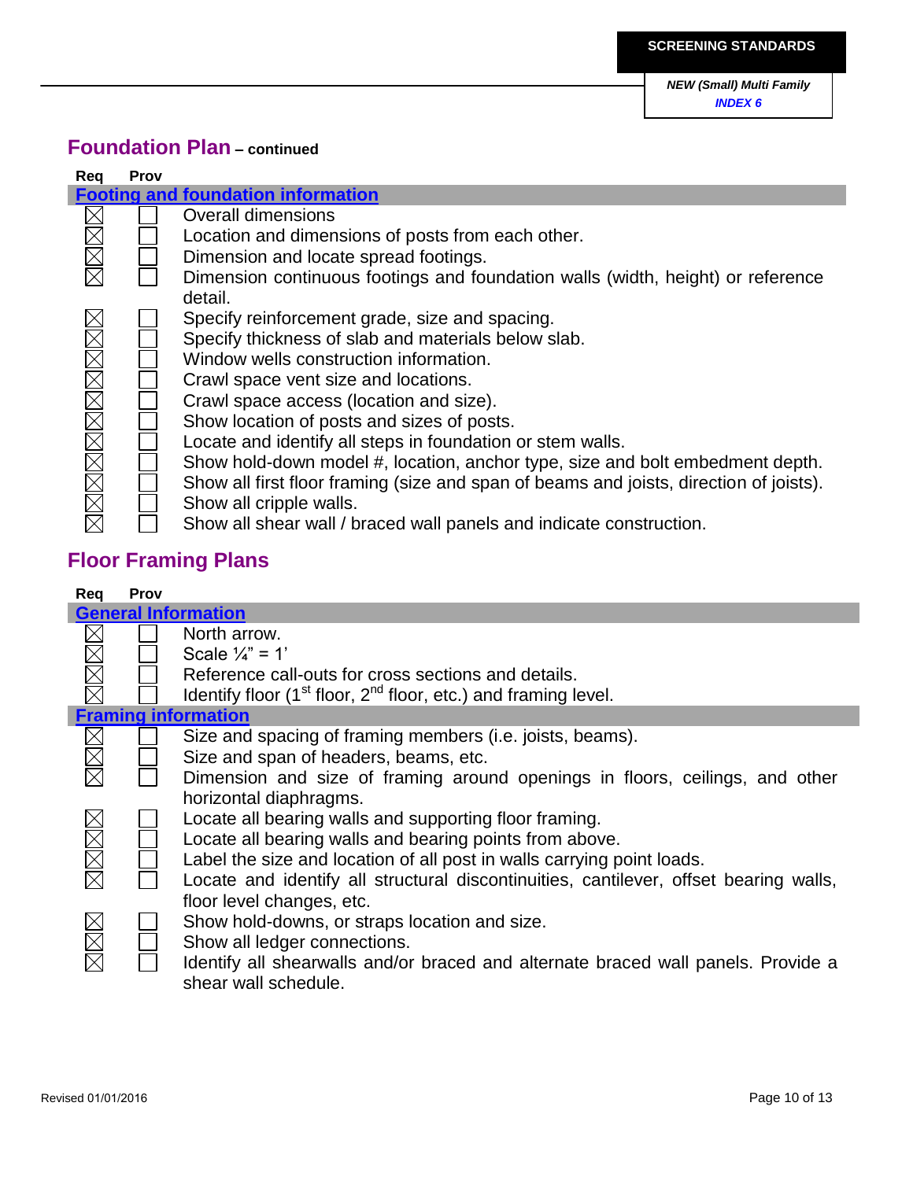## Foundation Plan – continued

| Req | Prov | |
|---|---|---|
| **Footing and foundation information** | | |
| ☒ | ☐ | Overall dimensions |
| ☒ | ☐ | Location and dimensions of posts from each other. |
| ☒ | ☐ | Dimension and locate spread footings. |
| ☒ | ☐ | Dimension continuous footings and foundation walls (width, height) or reference detail. |
| ☒ | ☐ | Specify reinforcement grade, size and spacing. |
| ☒ | ☐ | Specify thickness of slab and materials below slab. |
| ☒ | ☐ | Window wells construction information. |
| ☒ | ☐ | Crawl space vent size and locations. |
| ☒ | ☐ | Crawl space access (location and size). |
| ☒ | ☐ | Show location of posts and sizes of posts. |
| ☒ | ☐ | Locate and identify all steps in foundation or stem walls. |
| ☒ | ☐ | Show hold-down model #, location, anchor type, size and bolt embedment depth. |
| ☒ | ☐ | Show all first floor framing (size and span of beams and joists, direction of joists). |
| ☒ | ☐ | Show all cripple walls. |
| ☒ | ☐ | Show all shear wall / braced wall panels and indicate construction. |

## Floor Framing Plans

| Req | Prov | |
|---|---|---|
| **General Information** | | |
| ☒ | ☐ | North arrow. |
| ☒ | ☐ | Scale ¼" = 1' |
| ☒ | ☐ | Reference call-outs for cross sections and details. |
| ☒ | ☐ | Identify floor (1st floor, 2nd floor, etc.) and framing level. |
| **Framing information** | | |
| ☒ | ☐ | Size and spacing of framing members (i.e. joists, beams). |
| ☒ | ☐ | Size and span of headers, beams, etc. |
| ☒ | ☐ | Dimension and size of framing around openings in floors, ceilings, and other horizontal diaphragms. |
| ☒ | ☐ | Locate all bearing walls and supporting floor framing. |
| ☒ | ☐ | Locate all bearing walls and bearing points from above. |
| ☒ | ☐ | Label the size and location of all post in walls carrying point loads. |
| ☒ | ☐ | Locate and identify all structural discontinuities, cantilever, offset bearing walls, floor level changes, etc. |
| ☒ | ☐ | Show hold-downs, or straps location and size. |
| ☒ | ☐ | Show all ledger connections. |
| ☒ | ☐ | Identify all shearwalls and/or braced and alternate braced wall panels. Provide a shear wall schedule. |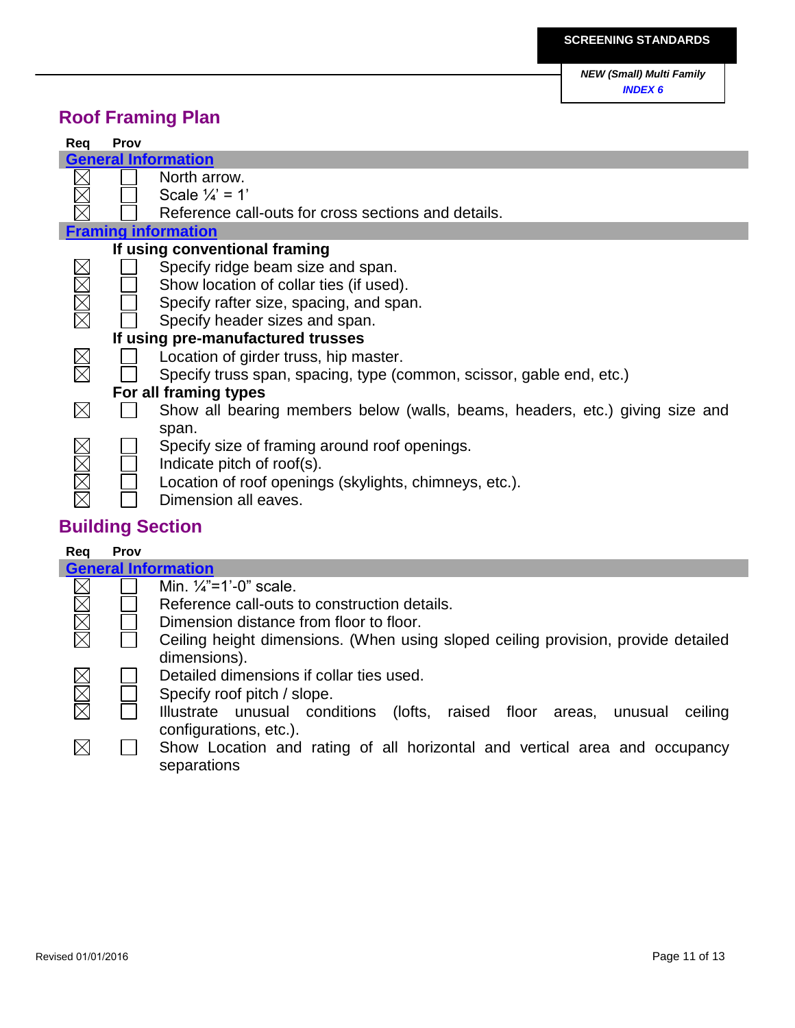## Roof Framing Plan

| Req | Prov | |
|---|---|---|
| **General Information** | | |
| ☒ | ☐ | North arrow. |
| ☒ | ☐ | Scale ¼' = 1' |
| ☒ | ☐ | Reference call-outs for cross sections and details. |
| **Framing information** | | |
| | **If using conventional framing** | |
| ☒ | ☐ | Specify ridge beam size and span. |
| ☒ | ☐ | Show location of collar ties (if used). |
| ☒ | ☐ | Specify rafter size, spacing, and span. |
| ☒ | ☐ | Specify header sizes and span. |
| | **If using pre-manufactured trusses** | |
| ☒ | ☐ | Location of girder truss, hip master. |
| ☒ | ☐ | Specify truss span, spacing, type (common, scissor, gable end, etc.) |
| | **For all framing types** | |
| ☒ | ☐ | Show all bearing members below (walls, beams, headers, etc.) giving size and span. |
| ☒ | ☐ | Specify size of framing around roof openings. |
| ☒ | ☐ | Indicate pitch of roof(s). |
| ☒ | ☐ | Location of roof openings (skylights, chimneys, etc.). |
| ☒ | ☐ | Dimension all eaves. |

## Building Section

| Req | Prov | |
|---|---|---|
| **General Information** | | |
| ☒ | ☐ | Min. ¼"=1'-0" scale. |
| ☒ | ☐ | Reference call-outs to construction details. |
| ☒ | ☐ | Dimension distance from floor to floor. |
| ☒ | ☐ | Ceiling height dimensions. (When using sloped ceiling provision, provide detailed dimensions). |
| ☒ | ☐ | Detailed dimensions if collar ties used. |
| ☒ | ☐ | Specify roof pitch / slope. |
| ☒ | ☐ | Illustrate unusual conditions (lofts, raised floor areas, unusual ceiling configurations, etc.). |
| ☒ | ☐ | Show Location and rating of all horizontal and vertical area and occupancy separations |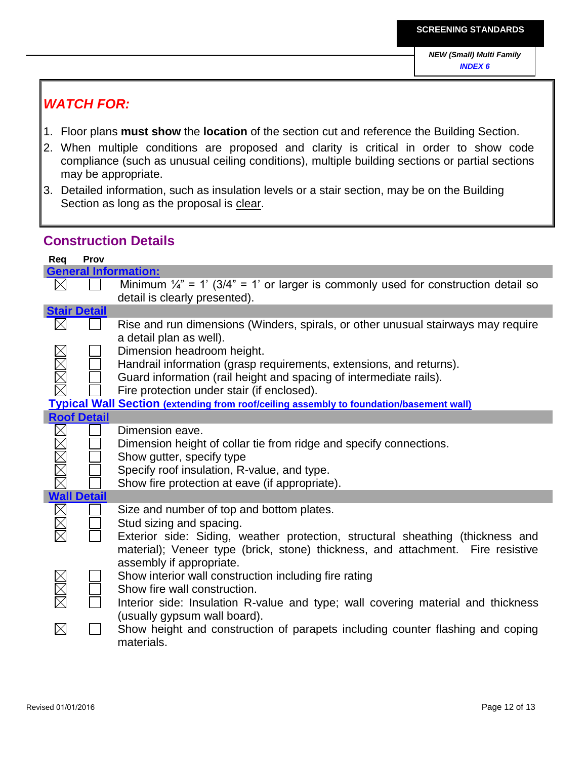## WATCH FOR:

1. Floor plans **must show** the **location** of the section cut and reference the Building Section.
2. When multiple conditions are proposed and clarity is critical in order to show code compliance (such as unusual ceiling conditions), multiple building sections or partial sections may be appropriate.
3. Detailed information, such as insulation levels or a stair section, may be on the Building Section as long as the proposal is clear.

## Construction Details

| Req | Prov | |
|---|---|---|
| **General Information:** | | |
| ☒ | ☐ | Minimum ¼" = 1' (3/4" = 1' or larger is commonly used for construction detail so detail is clearly presented). |
| **Stair Detail** | | |
| ☒ | ☐ | Rise and run dimensions (Winders, spirals, or other unusual stairways may require a detail plan as well). |
| ☒ | ☐ | Dimension headroom height. |
| ☒ | ☐ | Handrail information (grasp requirements, extensions, and returns). |
| ☒ | ☐ | Guard information (rail height and spacing of intermediate rails). |
| ☒ | ☐ | Fire protection under stair (if enclosed). |
| **Typical Wall Section (extending from roof/ceiling assembly to foundation/basement wall)** | | |
| **Roof Detail** | | |
| ☒ | ☐ | Dimension eave. |
| ☒ | ☐ | Dimension height of collar tie from ridge and specify connections. |
| ☒ | ☐ | Show gutter, specify type |
| ☒ | ☐ | Specify roof insulation, R-value, and type. |
| ☒ | ☐ | Show fire protection at eave (if appropriate). |
| **Wall Detail** | | |
| ☒ | ☐ | Size and number of top and bottom plates. |
| ☒ | ☐ | Stud sizing and spacing. |
| ☒ | ☐ | Exterior side: Siding, weather protection, structural sheathing (thickness and material); Veneer type (brick, stone) thickness, and attachment. Fire resistive assembly if appropriate. |
| ☒ | ☐ | Show interior wall construction including fire rating |
| ☒ | ☐ | Show fire wall construction. |
| ☒ | ☐ | Interior side: Insulation R-value and type; wall covering material and thickness (usually gypsum wall board). |
| ☒ | ☐ | Show height and construction of parapets including counter flashing and coping materials. |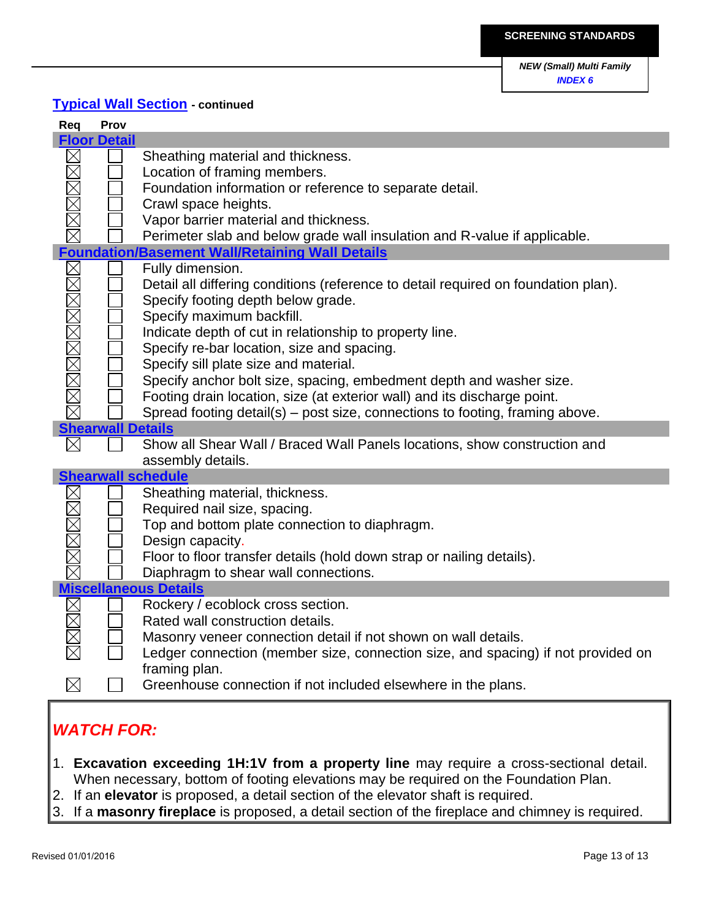## Typical Wall Section - continued

| Req | Prov | |
|---|---|---|
| **Floor Detail** | | |
| ☒ | ☐ | Sheathing material and thickness. |
| ☒ | ☐ | Location of framing members. |
| ☒ | ☐ | Foundation information or reference to separate detail. |
| ☒ | ☐ | Crawl space heights. |
| ☒ | ☐ | Vapor barrier material and thickness. |
| ☒ | ☐ | Perimeter slab and below grade wall insulation and R-value if applicable. |
| **Foundation/Basement Wall/Retaining Wall Details** | | |
| ☒ | ☐ | Fully dimension. |
| ☒ | ☐ | Detail all differing conditions (reference to detail required on foundation plan). |
| ☒ | ☐ | Specify footing depth below grade. |
| ☒ | ☐ | Specify maximum backfill. |
| ☒ | ☐ | Indicate depth of cut in relationship to property line. |
| ☒ | ☐ | Specify re-bar location, size and spacing. |
| ☒ | ☐ | Specify sill plate size and material. |
| ☒ | ☐ | Specify anchor bolt size, spacing, embedment depth and washer size. |
| ☒ | ☐ | Footing drain location, size (at exterior wall) and its discharge point. |
| ☒ | ☐ | Spread footing detail(s) – post size, connections to footing, framing above. |
| **Shearwall Details** | | |
| ☒ | ☐ | Show all Shear Wall / Braced Wall Panels locations, show construction and assembly details. |
| **Shearwall schedule** | | |
| ☒ | ☐ | Sheathing material, thickness. |
| ☒ | ☐ | Required nail size, spacing. |
| ☒ | ☐ | Top and bottom plate connection to diaphragm. |
| ☒ | ☐ | Design capacity. |
| ☒ | ☐ | Floor to floor transfer details (hold down strap or nailing details). |
| ☒ | ☐ | Diaphragm to shear wall connections. |
| **Miscellaneous Details** | | |
| ☒ | ☐ | Rockery / ecoblock cross section. |
| ☒ | ☐ | Rated wall construction details. |
| ☒ | ☐ | Masonry veneer connection detail if not shown on wall details. |
| ☒ | ☐ | Ledger connection (member size, connection size, and spacing) if not provided on framing plan. |
| ☒ | ☐ | Greenhouse connection if not included elsewhere in the plans. |

### *WATCH FOR:*

1. **Excavation exceeding 1H:1V from a property line** may require a cross-sectional detail. When necessary, bottom of footing elevations may be required on the Foundation Plan.
2. If an **elevator** is proposed, a detail section of the elevator shaft is required.
3. If a **masonry fireplace** is proposed, a detail section of the fireplace and chimney is required.

Revised 01/01/2016